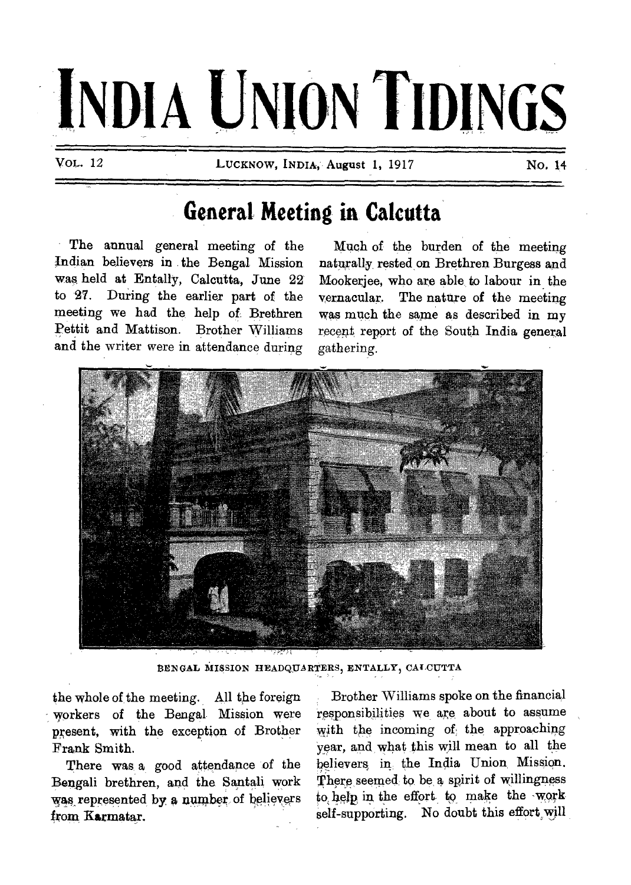# INDIA UNION TIDINGS

VOL. 12 LUCKNOW, INDIA, August 1, 1917 No. 14

## General Meeting in Calcutta

The annual general meeting of the Indian believers in the Bengal Mission was held at Entally, Calcutta, June 22 to 27. During the earlier part of the meeting we had the help of Brethren Pettit and Mattison. Brother Williams and the writer were in attendance during the whole of the meeting. All the foreign workers of the Bengal Mission were present, with the exception of Brother Frank Smith.

There was a good attendance of the Bengali brethren, and the Santali work was represented by a number of believers from Karmatar.

Much of the burden of the meeting naturally rested on Brethren Burgess and Mookerjee, who are able to labour in the vernacular. The nature of the meeting was much the same as described in my recent report of the South India general gathering.

BENGAL MISSION HEADQUARTERS, ENTALLY, CALCUTTA

Brother Williams spoke on the financial responsibilities we are about to assume with the incoming of the approaching year, and what this will mean to all the believers in the India Union Mission. There seemed to be a spirit of willingness to help in the effort to make the work self-supporting. No doubt this effort will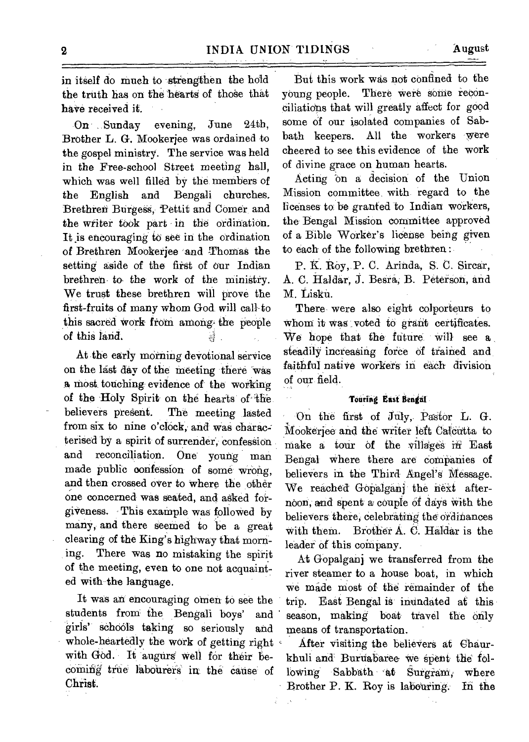in itself do much to strengthen the hold the truth has on the hearts of those that have received it.

On Sunday evening, June 24th, Brother L. G. Mookerjee was ordained to the gospel ministry. The service was held in the Free-school Street meeting hall, which was well filled by the members of the English and Bengali churches. Brethren Burgess, Pettit and Comer and the writer took part in the ordination. It is encouraging to see in the ordination of Brethren Mookerjee and Thomas the setting aside of the first of our Indian brethren to the work of the ministry. We trust these brethren will prove the first-fruits of many whom God will call to this sacred work from among the people of this land.

At the early morning devotional service on the last day of the meeting there was a most touching evidence of the working of the Holy Spirit on the hearts of the believers present. The meeting lasted from six to nine o'clock, and was characterised by a spirit of surrender, confession and reconciliation. One young man made public confession of some wrong, and then crossed over to where the other one concerned was seated, and asked forgiveness. This example was followed by many, and there seemed to be a great clearing of the King's highway that morning. There was no mistaking the spirit of the meeting, even to one not acquainted with the language.

It was an encouraging omen to see the students from the Bengali boys' and girls' schools taking so seriously and whole-heartedly the work of getting right with God. It augurs well for their becoming true labourers in the cause of Christ.

But this work was not confined to the young people. There were some reconciliations that will greatly affect for good some of our isolated companies of Sabbath keepers. All the workers were cheered to see this evidence of the work of divine grace on human hearts.

Acting on a decision of the Union Mission committee with regard to the licenses to be granted to Indian workers, the Bengal Mission committee approved of a Bible Worker's license being given to each of the following brethren:

P. K. Roy, P. C. Arinda, S. C. Sircar, A. C. Haldar, J. Besra, B. Peterson, and M. Lisku.

There were also eight colporteurs to whom it was voted to grant certificates. We hope that the future will see a steadily increasing force of trained and faithful native workers in each division of our field.

### Touring East Bengal

On the first of July, Pastor L. G. Mookerjee and the writer left Calcutta to make a tour of the villages in East Bengal where there are companies of believers in the Third Angel's Message. We reached Gopalganj the next afternoon, and spent a couple of days with the believers there, celebrating the ordinances with them. Brother A. C. Haldar is the leader of this company.

At Gopalganj we transferred from the river steamer to a house boat, in which we made most of the remainder of the trip. East Bengal is inundated at this season, making boat travel the only means of transportation.

After visiting the believers at Ghaurkhuli and Buruabaree we spent the following Sabbath at Surgram, where Brother P. K. Roy is labouring. In the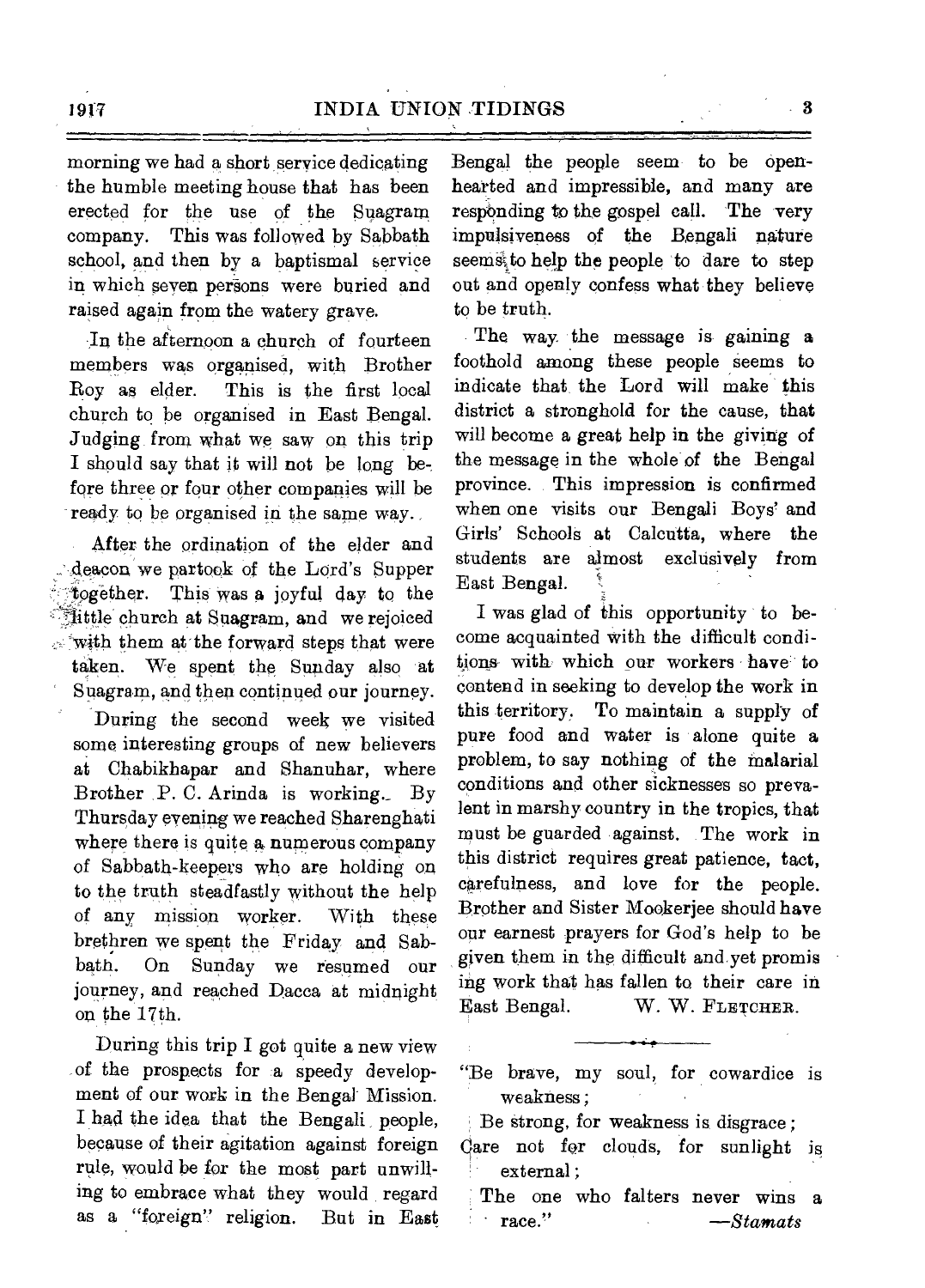morning we had a short service dedicating the humble meeting house that has been erected for the use of the Suagram company. This was followed by Sabbath school, and then by a baptismal service in which seven persons were buried and raised again from the watery grave.

In the afternoon a church of fourteen members was organised, with Brother Roy as elder. This is the first local church to be organised in East Bengal. Judging from what we saw on this trip I should say that it will not be long before three or four other companies will be ready to be organised in the same way.

After the ordination of the elder and deacon we partook of the Lord's Supper together. This was a joyful day to the little church at Suagram, and we rejoiced with them at the forward steps that were taken. We spent the Sunday also at Suagram, and then continued our journey.

During the second week we visited some interesting groups of new believers at Chabikhapar and Shanuhar, where Brother P. C. Arinda is working. By Thursday evening we reached Sharenghati where there is quite a numerous company of Sabbath-keepers who are holding on to the truth steadfastly without the help of any mission worker. With these brethren we spent the Friday and Sabbath. On Sunday we resumed our journey, and reached Dacca at midnight on the 17th.

During this trip I got quite a new view of the prospects for a speedy development of our work in the Bengal Mission. I had the idea that the Bengali people, because of their agitation against foreign rule, would be for the most part unwilling to embrace what they would regard as a "foreign" religion. But in East Bengal the people seem to be openhearted and impressible, and many are responding to the gospel call. The very impulsiveness of the Bengali nature seems to help the people to dare to step out and openly confess what they believe to be truth.

The way the message is gaining a foothold among these people seems to indicate that the Lord will make this district a stronghold for the cause, that will become a great help in the giving of the message in the whole of the Bengal province. This impression is confirmed when one visits our Bengali Boys' and Girls' Schools at Calcutta, where the students are almost exclusively from East Bengal.

I was glad of this opportunity to become acquainted with the difficult conditions with which our workers have to contend in seeking to develop the work in this territory. To maintain a supply of pure food and water is alone quite a problem, to say nothing of the malarial conditions and other sicknesses so prevalent in marshy country in the tropics, that must be guarded against. The work in this district requires great patience, tact, carefulness, and love for the people. Brother and Sister Mookerjee should have our earnest prayers for God's help to be given them in the difficult and yet promising work that has fallen to their care in East Bengal.

W. W. FLETCHER.

---

"Be brave, my soul, for cowardice is weakness;
Be strong, for weakness is disgrace;
Care not for clouds, for sunlight is external;
The one who falters never wins a race."

—*Stamats*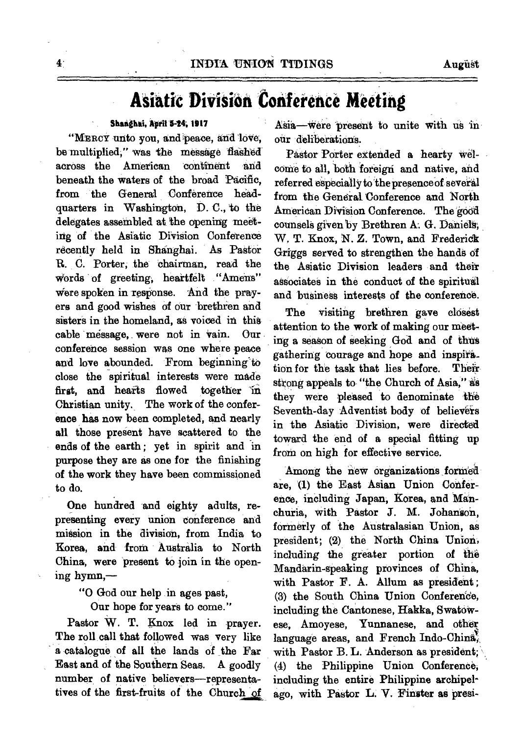# Asiatic Division Conference Meeting

**Shanghai, April 5-24, 1917**

"MERCY unto you, and peace, and love, be multiplied," was the message flashed across the American continent and beneath the waters of the broad Pacific, from the General Conference headquarters in Washington, D. C., to the delegates assembled at the opening meeting of the Asiatic Division Conference recently held in Shanghai. As Pastor R. C. Porter, the chairman, read the words of greeting, heartfelt "Amens" were spoken in response. And the prayers and good wishes of our brethren and sisters in the homeland, as voiced in this cable message, were not in vain. Our conference session was one where peace and love abounded. From beginning to close the spiritual interests were made first, and hearts flowed together in Christian unity. The work of the conference has now been completed, and nearly all those present have scattered to the ends of the earth; yet in spirit and in purpose they are as one for the finishing of the work they have been commissioned to do.

One hundred and eighty adults, representing every union conference and mission in the division, from India to Korea, and from Australia to North China, were present to join in the opening hymn,—

> "O God our help in ages past,
> Our hope for years to come."

Pastor W. T. Knox led in prayer. The roll call that followed was very like a catalogue of all the lands of the Far East and of the Southern Seas. A goodly number of native believers—representatives of the first-fruits of the Church of Asia—were present to unite with us in our deliberations.

Pastor Porter extended a hearty welcome to all, both foreign and native, and referred especially to the presence of several from the General Conference and North American Division Conference. The good counsels given by Brethren A. G. Daniels, W. T. Knox, N. Z. Town, and Frederick Griggs served to strengthen the hands of the Asiatic Division leaders and their associates in the conduct of the spiritual and business interests of the conference.

The visiting brethren gave closest attention to the work of making our meeting a season of seeking God and of thus gathering courage and hope and inspiration for the task that lies before. Their strong appeals to "the Church of Asia," as they were pleased to denominate the Seventh-day Adventist body of believers in the Asiatic Division, were directed toward the end of a special fitting up from on high for effective service.

Among the new organizations formed are, (1) the East Asian Union Conference, including Japan, Korea, and Manchuria, with Pastor J. M. Johanson, formerly of the Australasian Union, as president; (2) the North China Union, including the greater portion of the Mandarin-speaking provinces of China, with Pastor F. A. Allum as president; (3) the South China Union Conference, including the Cantonese, Hakka, Swatowese, Amoyese, Yunnanese, and other language areas, and French Indo-China, with Pastor B. L. Anderson as president; (4) the Philippine Union Conference, including the entire Philippine archipelago, with Pastor L. V. Finster as presi-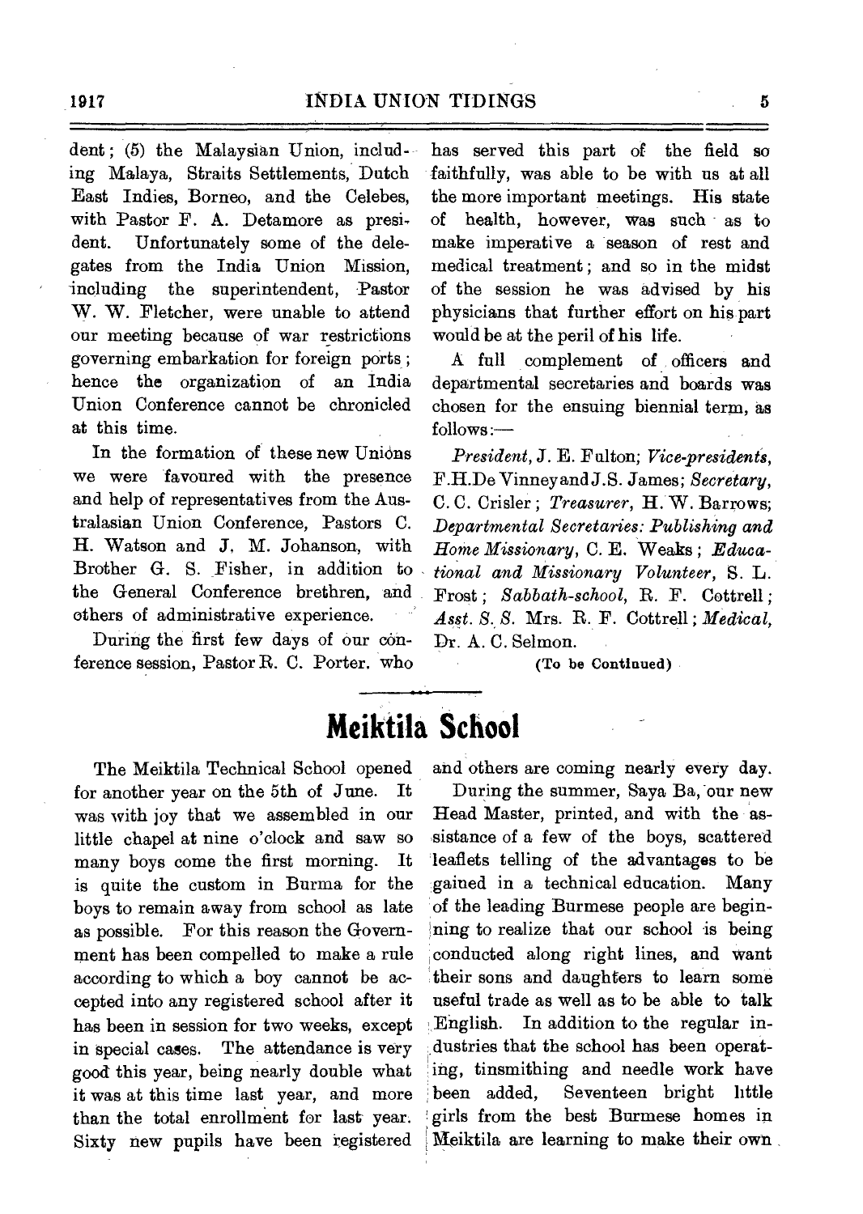dent; (5) the Malaysian Union, including Malaya, Straits Settlements, Dutch East Indies, Borneo, and the Celebes, with Pastor F. A. Detamore as president. Unfortunately some of the delegates from the India Union Mission, including the superintendent, Pastor W. W. Fletcher, were unable to attend our meeting because of war restrictions governing embarkation for foreign ports; hence the organization of an India Union Conference cannot be chronicled at this time.

In the formation of these new Unions we were favoured with the presence and help of representatives from the Australasian Union Conference, Pastors C. H. Watson and J. M. Johanson, with Brother G. S. Fisher, in addition to the General Conference brethren, and others of administrative experience.

During the first few days of our conference session, Pastor R. C. Porter, who has served this part of the field so faithfully, was able to be with us at all the more important meetings. His state of health, however, was such as to make imperative a season of rest and medical treatment; and so in the midst of the session he was advised by his physicians that further effort on his part would be at the peril of his life.

A full complement of officers and departmental secretaries and boards was chosen for the ensuing biennial term, as follows:—

*President*, J. E. Fulton; *Vice-presidents*, F.H.De Vinney and J.S. James; *Secretary*, C. C. Crisler; *Treasurer*, H. W. Barrows; *Departmental Secretaries: Publishing and Home Missionary*, C. E. Weaks; *Educational and Missionary Volunteer*, S. L. Frost; *Sabbath-school*, R. F. Cottrell; *Asst. S. S.* Mrs. R. F. Cottrell; *Medical*, Dr. A. C. Selmon.

(To be Continued)

# Meiktila School

The Meiktila Technical School opened for another year on the 5th of June. It was with joy that we assembled in our little chapel at nine o'clock and saw so many boys come the first morning. It is quite the custom in Burma for the boys to remain away from school as late as possible. For this reason the Government has been compelled to make a rule according to which a boy cannot be accepted into any registered school after it has been in session for two weeks, except in special cases. The attendance is very good this year, being nearly double what it was at this time last year, and more than the total enrollment for last year. Sixty new pupils have been registered and others are coming nearly every day.

During the summer, Saya Ba, our new Head Master, printed, and with the assistance of a few of the boys, scattered leaflets telling of the advantages to be gained in a technical education. Many of the leading Burmese people are beginning to realize that our school is being conducted along right lines, and want their sons and daughters to learn some useful trade as well as to be able to talk English. In addition to the regular industries that the school has been operating, tinsmithing and needle work have been added, Seventeen bright little girls from the best Burmese homes in Meiktila are learning to make their own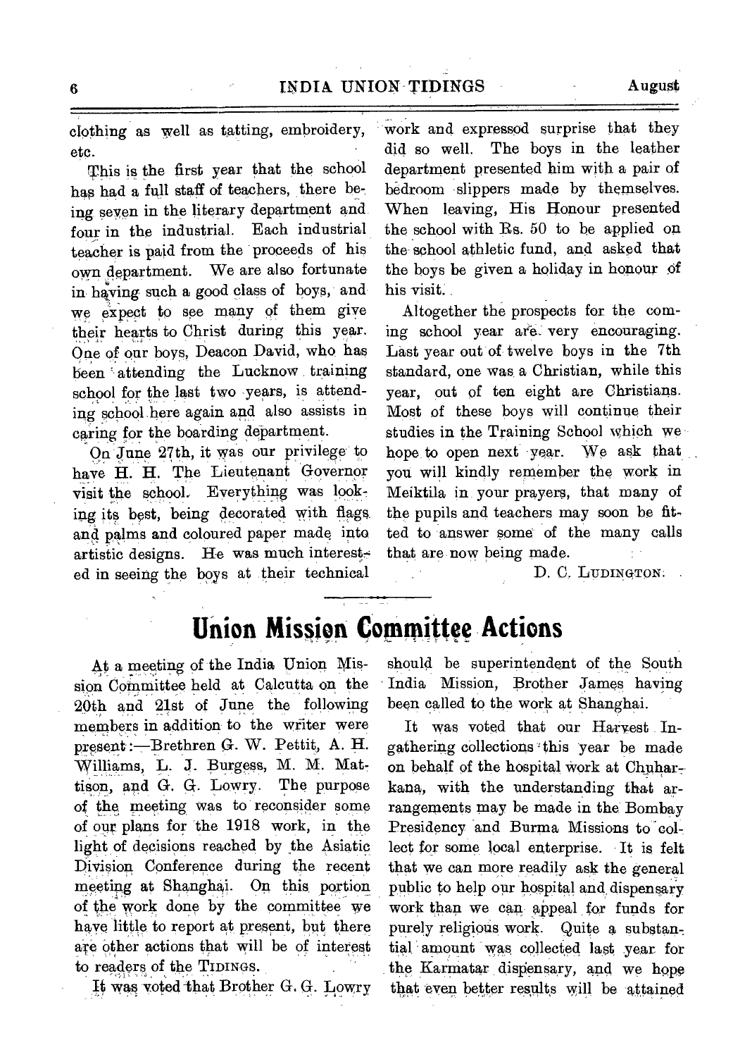clothing as well as tatting, embroidery, etc.

This is the first year that the school has had a full staff of teachers, there being seven in the literary department and four in the industrial. Each industrial teacher is paid from the proceeds of his own department. We are also fortunate in having such a good class of boys, and we expect to see many of them give their hearts to Christ during this year. One of our boys, Deacon David, who has been attending the Lucknow training school for the last two years, is attending school here again and also assists in caring for the boarding department.

On June 27th, it was our privilege to have H. H. The Lieutenant Governor visit the school. Everything was looking its best, being decorated with flags and palms and coloured paper made into artistic designs. He was much interested in seeing the boys at their technical work and expressod surprise that they did so well. The boys in the leather department presented him with a pair of bedroom slippers made by themselves. When leaving, His Honour presented the school with Rs. 50 to be applied on the school athletic fund, and asked that the boys be given a holiday in honour of his visit.

Altogether the prospects for the coming school year are very encouraging. Last year out of twelve boys in the 7th standard, one was a Christian, while this year, out of ten eight are Christians. Most of these boys will continue their studies in the Training School which we hope to open next year. We ask that you will kindly remember the work in Meiktila in your prayers, that many of the pupils and teachers may soon be fitted to answer some of the many calls that are now being made.

D. C. Ludington.

# Union Mission Committee Actions

At a meeting of the India Union Mission Committee held at Calcutta on the 20th and 21st of June the following members in addition to the writer were present:—Brethren G. W. Pettit, A. H. Williams, L. J. Burgess, M. M. Mattison, and G. G. Lowry. The purpose of the meeting was to reconsider some of our plans for the 1918 work, in the light of decisions reached by the Asiatic Division Conference during the recent meeting at Shanghai. On this portion of the work done by the committee we have little to report at present, but there are other actions that will be of interest to readers of the Tidings.

It was voted that Brother G. G. Lowry should be superintendent of the South India Mission, Brother James having been called to the work at Shanghai.

It was voted that our Harvest Ingathering collections this year be made on behalf of the hospital work at Chuharkana, with the understanding that arrangements may be made in the Bombay Presidency and Burma Missions to collect for some local enterprise. It is felt that we can more readily ask the general public to help our hospital and dispensary work than we can appeal for funds for purely religious work. Quite a substantial amount was collected last year for the Karmatar dispensary, and we hope that even better results will be attained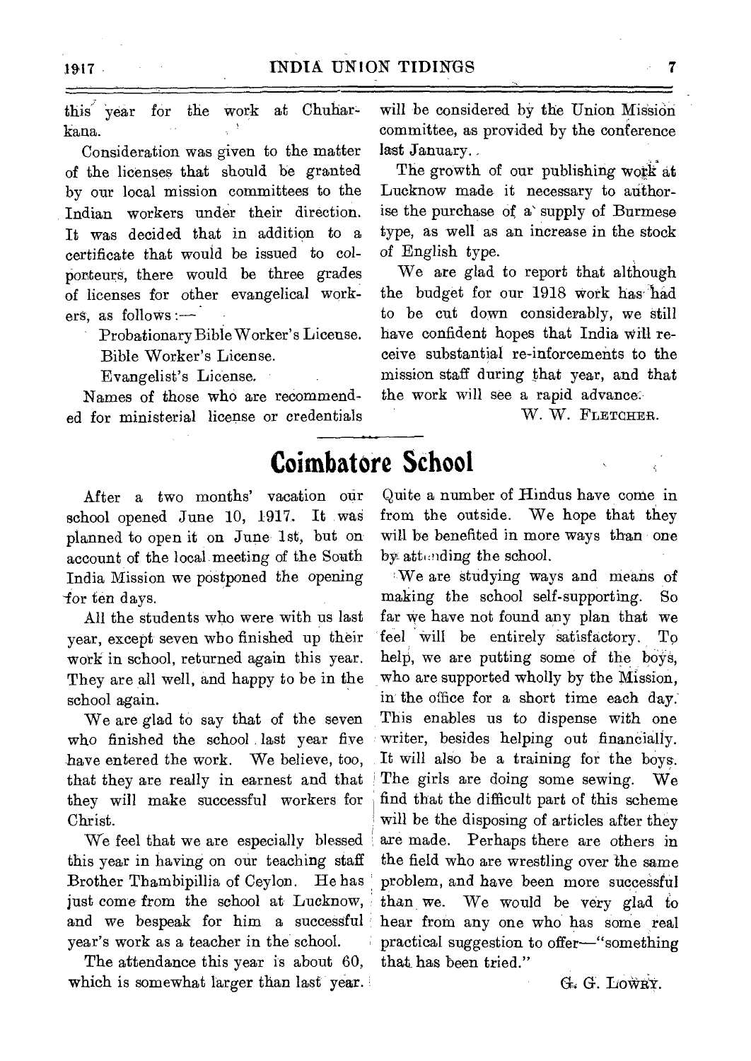this year for the work at Chuharkana.

Consideration was given to the matter of the licenses that should be granted by our local mission committees to the Indian workers under their direction. It was decided that in addition to a certificate that would be issued to colporteurs, there would be three grades of licenses for other evangelical workers, as follows:—

Probationary Bible Worker's License.
Bible Worker's License.
Evangelist's License.

Names of those who are recommended for ministerial license or credentials will be considered by the Union Mission committee, as provided by the conference last January.

The growth of our publishing work at Lucknow made it necessary to authorise the purchase of a supply of Burmese type, as well as an increase in the stock of English type.

We are glad to report that although the budget for our 1918 work has had to be cut down considerably, we still have confident hopes that India will receive substantial re-inforcements to the mission staff during that year, and that the work will see a rapid advance.

W. W. FLETCHER.

# Coimbatore School

After a two months' vacation our school opened June 10, 1917. It was planned to open it on June 1st, but on account of the local meeting of the South India Mission we postponed the opening for ten days.

All the students who were with us last year, except seven who finished up their work in school, returned again this year. They are all well, and happy to be in the school again.

We are glad to say that of the seven who finished the school last year five have entered the work. We believe, too, that they are really in earnest and that they will make successful workers for Christ.

We feel that we are especially blessed this year in having on our teaching staff Brother Thambipillia of Ceylon. He has just come from the school at Lucknow, and we bespeak for him a successful year's work as a teacher in the school.

The attendance this year is about 60, which is somewhat larger than last year. Quite a number of Hindus have come in from the outside. We hope that they will be benefited in more ways than one by attending the school.

We are studying ways and means of making the school self-supporting. So far we have not found any plan that we feel will be entirely satisfactory. To help, we are putting some of the boys, who are supported wholly by the Mission, in the office for a short time each day. This enables us to dispense with one writer, besides helping out financially. It will also be a training for the boys. The girls are doing some sewing. We find that the difficult part of this scheme will be the disposing of articles after they are made. Perhaps there are others in the field who are wrestling over the same problem, and have been more successful than we. We would be very glad to hear from any one who has some real practical suggestion to offer—"something that has been tried."

G. G. LOWRY.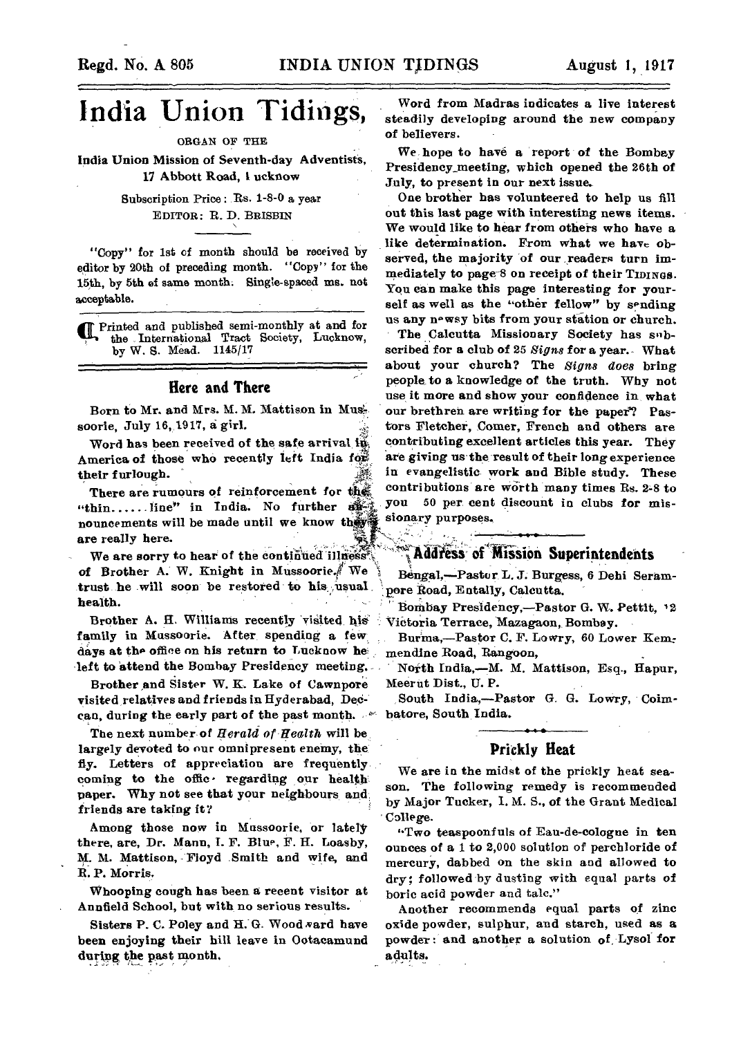# India Union Tidings,

ORGAN OF THE

India Union Mission of Seventh-day Adventists, 17 Abbott Road, Lucknow

Subscription Price: Rs. 1-8-0 a year

EDITOR: R. D. BRISBIN

"Copy" for 1st of month should be received by editor by 20th of preceding month. "Copy" for the 15th, by 5th of same month. Single-spaced ms. not acceptable.

Printed and published semi-monthly at and for the International Tract Society, Lucknow, by W. S. Mead. 1145/17

## Here and There

Born to Mr. and Mrs. M. M. Mattison in Mussoorie, July 16, 1917, a girl.

Word has been received of the safe arrival in America of those who recently left India for their furlough.

There are rumours of reinforcement for the "thin...... line" in India. No further announcements will be made until we know they are really here.

We are sorry to hear of the continued illness of Brother A. W. Knight in Mussoorie. We trust he will soon be restored to his usual health.

Brother A. H. Williams recently visited his family in Mussoorie. After spending a few days at the office on his return to Lucknow he left to attend the Bombay Presidency meeting.

Brother and Sister W. K. Lake of Cawnpore visited relatives and friends in Hyderabad, Deccan, during the early part of the past month.

The next number of *Herald of Health* will be largely devoted to our omnipresent enemy, the fly. Letters of appreciation are frequently coming to the office regarding our health paper. Why not see that your neighbours and friends are taking it?

Among those now in Mussoorie, or lately there, are, Dr. Mann, I. F. Blue, F. H. Loasby, M. M. Mattison, Floyd Smith and wife, and R. P. Morris.

Whooping cough has been a recent visitor at Annfield School, but with no serious results.

Sisters P. C. Poley and H. G. Woodward have been enjoying their hill leave in Ootacamund during the past month.

Word from Madras indicates a live interest steadily developing around the new company of believers.

We hope to have a report of the Bombay Presidency meeting, which opened the 26th of July, to present in our next issue.

One brother has volunteered to help us fill out this last page with interesting news items. We would like to hear from others who have a like determination. From what we have observed, the majority of our readers turn immediately to page 8 on receipt of their TIDINGS. You can make this page interesting for yourself as well as the "other fellow" by sending us any newsy bits from your station or church.

The Calcutta Missionary Society has subscribed for a club of 25 *Signs* for a year. What about your church? The *Signs does* bring people to a knowledge of the truth. Why not use it more and show your confidence in what our brethren are writing for the paper? Pastors Fletcher, Comer, French and others are contributing excellent articles this year. They are giving us the result of their long experience in evangelistic work and Bible study. These contributions are worth many times Rs. 2-8 to you 50 per cent discount in clubs for missionary purposes.

## Address of Mission Superintendents

Bengal,—Pastor L. J. Burgess, 6 Debi Serampore Road, Entally, Calcutta.

Bombay Presidency,—Pastor G. W. Pettit, 12 Victoria Terrace, Mazagaon, Bombay.

Burma,—Pastor C. F. Lowry, 60 Lower Kemmendine Road, Rangoon,

North India,—M. M. Mattison, Esq., Hapur, Meerut Dist., U. P.

South India,—Pastor G. G. Lowry, Coimbatore, South India.

## Prickly Heat

We are in the midst of the prickly heat season. The following remedy is recommended by Major Tucker, I. M. S., of the Grant Medical College.

"Two teaspoonfuls of Eau-de-cologne in ten ounces of a 1 to 2,000 solution of perchloride of mercury, dabbed on the skin and allowed to dry; followed by dusting with equal parts of boric acid powder and talc."

Another recommends equal parts of zinc oxide powder, sulphur, and starch, used as a powder: and another a solution of Lysol for adults.